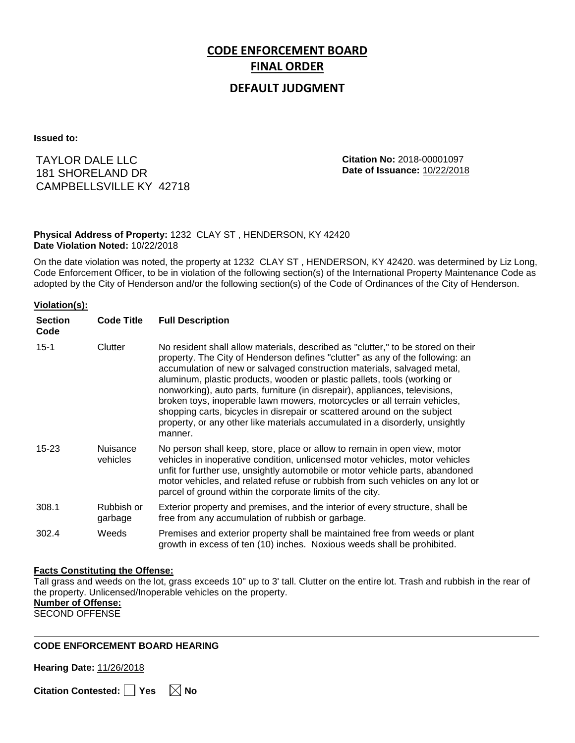# CODE ENFORCEMENT BOARD

## FINAL ORDER

### DEFAULT JUDGMENT

**Issued to:**

TAYLOR DALE LLC
181 SHORELAND DR
CAMPBELLSVILLE KY 42718

**Citation No:** 2018-00001097
**Date of Issuance:** 10/22/2018

**Physical Address of Property:** 1232 CLAY ST , HENDERSON, KY 42420
**Date Violation Noted:** 10/22/2018

On the date violation was noted, the property at 1232 CLAY ST , HENDERSON, KY 42420. was determined by Liz Long, Code Enforcement Officer, to be in violation of the following section(s) of the International Property Maintenance Code as adopted by the City of Henderson and/or the following section(s) of the Code of Ordinances of the City of Henderson.

**Violation(s):**

| Section Code | Code Title | Full Description |
|---|---|---|
| 15-1 | Clutter | No resident shall allow materials, described as "clutter," to be stored on their property. The City of Henderson defines "clutter" as any of the following: an accumulation of new or salvaged construction materials, salvaged metal, aluminum, plastic products, wooden or plastic pallets, tools (working or nonworking), auto parts, furniture (in disrepair), appliances, televisions, broken toys, inoperable lawn mowers, motorcycles or all terrain vehicles, shopping carts, bicycles in disrepair or scattered around on the subject property, or any other like materials accumulated in a disorderly, unsightly manner. |
| 15-23 | Nuisance vehicles | No person shall keep, store, place or allow to remain in open view, motor vehicles in inoperative condition, unlicensed motor vehicles, motor vehicles unfit for further use, unsightly automobile or motor vehicle parts, abandoned motor vehicles, and related refuse or rubbish from such vehicles on any lot or parcel of ground within the corporate limits of the city. |
| 308.1 | Rubbish or garbage | Exterior property and premises, and the interior of every structure, shall be free from any accumulation of rubbish or garbage. |
| 302.4 | Weeds | Premises and exterior property shall be maintained free from weeds or plant growth in excess of ten (10) inches. Noxious weeds shall be prohibited. |

**Facts Constituting the Offense:**
Tall grass and weeds on the lot, grass exceeds 10" up to 3' tall. Clutter on the entire lot. Trash and rubbish in the rear of the property. Unlicensed/Inoperable vehicles on the property.

**Number of Offense:**
SECOND OFFENSE

---

**CODE ENFORCEMENT BOARD HEARING**

**Hearing Date:** 11/26/2018

**Citation Contested:** ☐ Yes ☒ No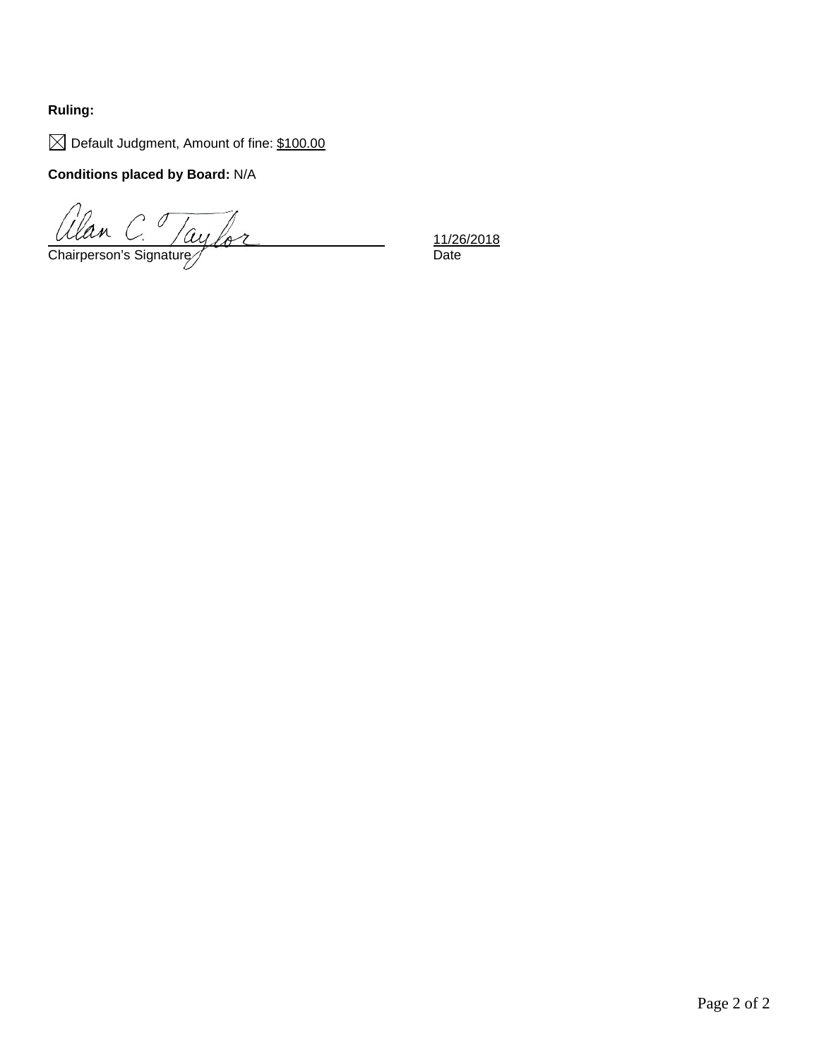**Ruling:**

☒ Default Judgment, Amount of fine: $100.00

**Conditions placed by Board:** N/A

Alan C. Taylor
Chairperson's Signature

11/26/2018
Date